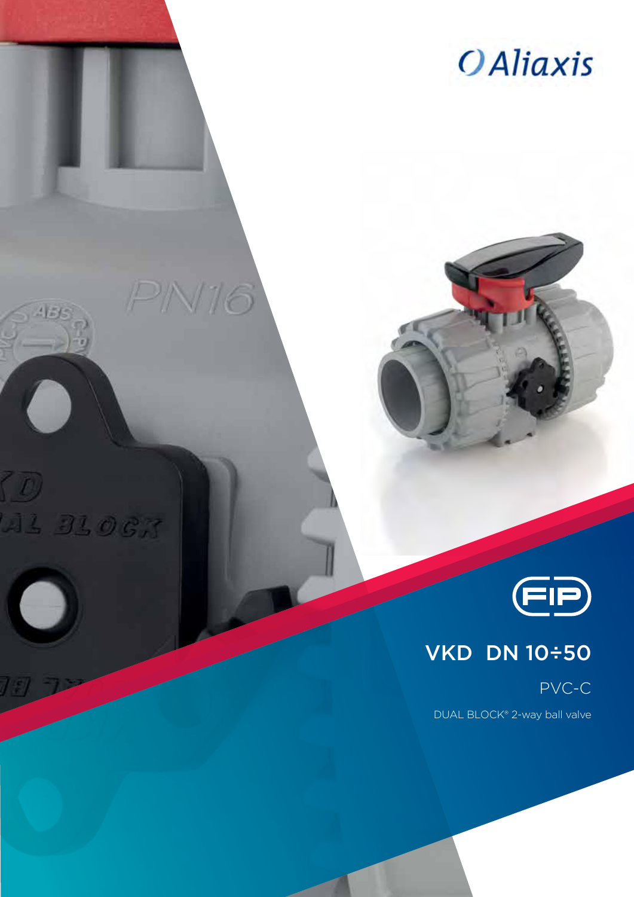Aliaxis

FIP

# VKD DN 10÷50

PVC-C

DUAL BLOCK® 2-way ball valve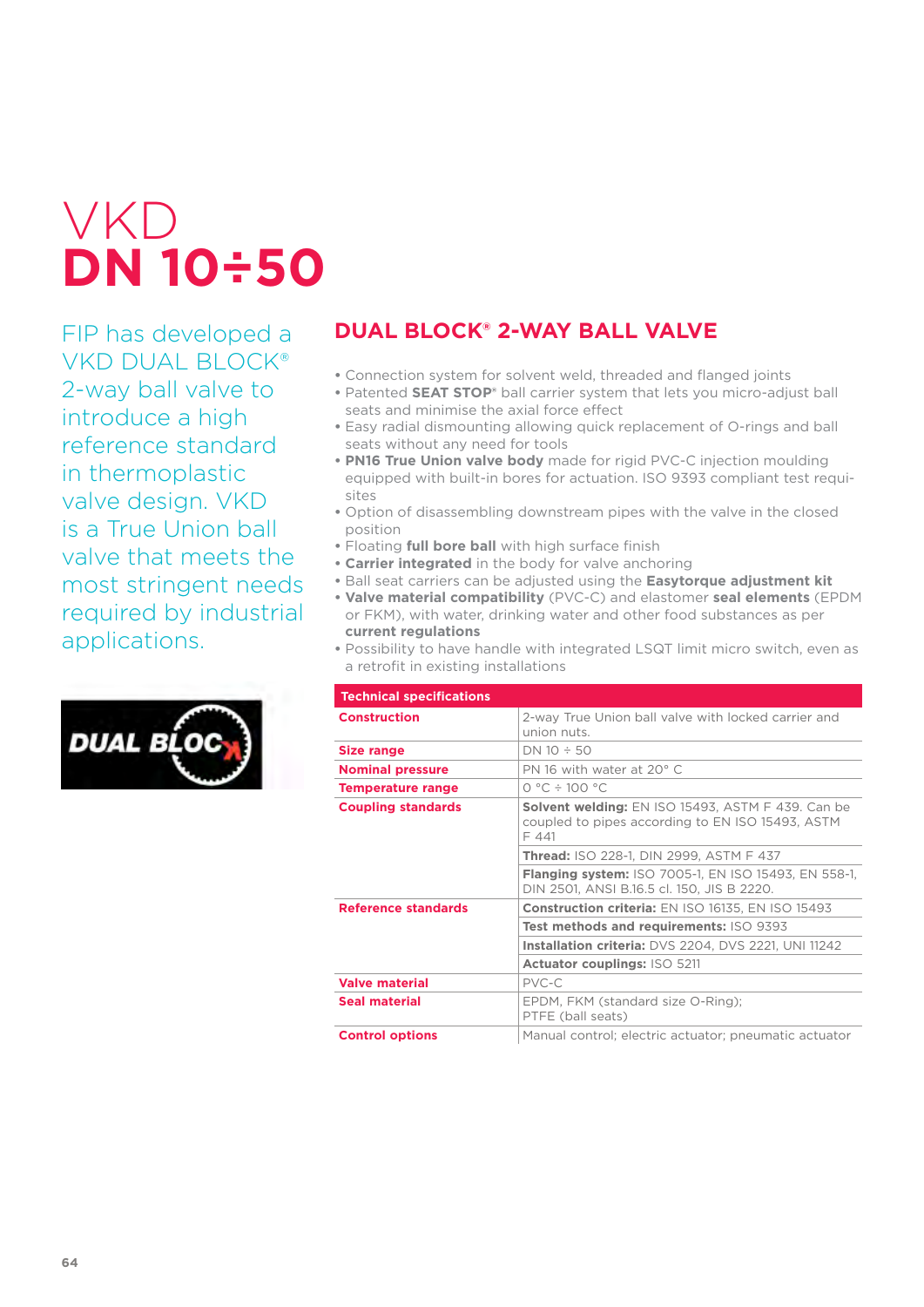# VKD
# DN 10÷50

FIP has developed a VKD DUAL BLOCK® 2-way ball valve to introduce a high reference standard in thermoplastic valve design. VKD is a True Union ball valve that meets the most stringent needs required by industrial applications.

## DUAL BLOCK® 2-WAY BALL VALVE

- Connection system for solvent weld, threaded and flanged joints
- Patented **SEAT STOP**® ball carrier system that lets you micro-adjust ball seats and minimise the axial force effect
- Easy radial dismounting allowing quick replacement of O-rings and ball seats without any need for tools
- **PN16 True Union valve body** made for rigid PVC-C injection moulding equipped with built-in bores for actuation. ISO 9393 compliant test requisites
- Option of disassembling downstream pipes with the valve in the closed position
- Floating **full bore ball** with high surface finish
- **Carrier integrated** in the body for valve anchoring
- Ball seat carriers can be adjusted using the **Easytorque adjustment kit**
- **Valve material compatibility** (PVC-C) and elastomer **seal elements** (EPDM or FKM), with water, drinking water and other food substances as per **current regulations**
- Possibility to have handle with integrated LSQT limit micro switch, even as a retrofit in existing installations

| Technical specifications | |
|---|---|
| **Construction** | 2-way True Union ball valve with locked carrier and union nuts. |
| **Size range** | DN 10 ÷ 50 |
| **Nominal pressure** | PN 16 with water at 20° C |
| **Temperature range** | 0 °C ÷ 100 °C |
| **Coupling standards** | **Solvent welding:** EN ISO 15493, ASTM F 439. Can be coupled to pipes according to EN ISO 15493, ASTM F 441 |
| | **Thread:** ISO 228-1, DIN 2999, ASTM F 437 |
| | **Flanging system:** ISO 7005-1, EN ISO 15493, EN 558-1, DIN 2501, ANSI B.16.5 cl. 150, JIS B 2220. |
| **Reference standards** | **Construction criteria:** EN ISO 16135, EN ISO 15493 |
| | **Test methods and requirements:** ISO 9393 |
| | **Installation criteria:** DVS 2204, DVS 2221, UNI 11242 |
| | **Actuator couplings:** ISO 5211 |
| **Valve material** | PVC-C |
| **Seal material** | EPDM, FKM (standard size O-Ring); PTFE (ball seats) |
| **Control options** | Manual control; electric actuator; pneumatic actuator |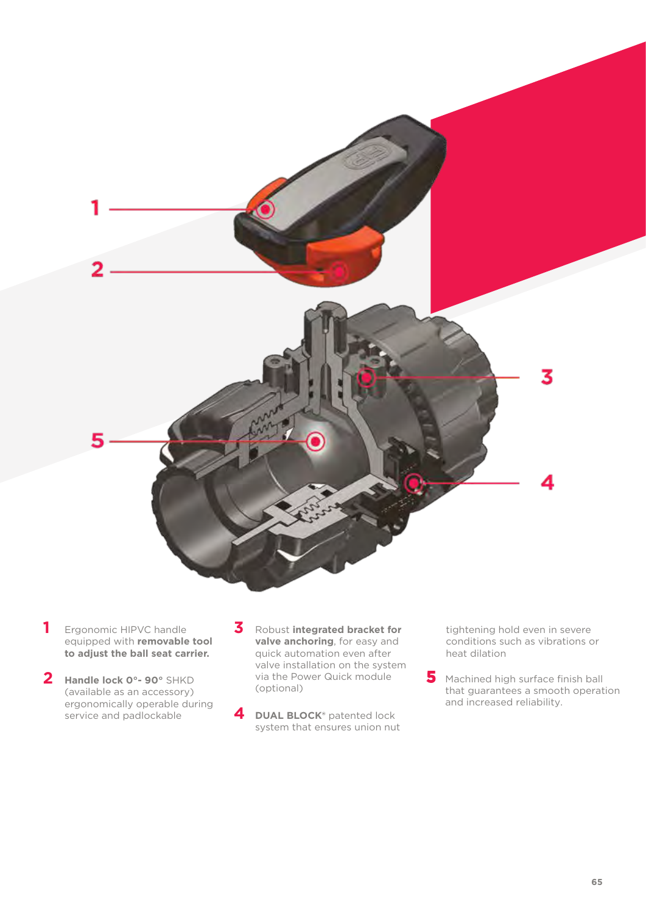1. Ergonomic HIPVC handle equipped with **removable tool to adjust the ball seat carrier.**

2. **Handle lock 0°- 90°** SHKD (available as an accessory) ergonomically operable during service and padlockable

3. Robust **integrated bracket for valve anchoring**, for easy and quick automation even after valve installation on the system via the Power Quick module (optional)

4. **DUAL BLOCK**® patented lock system that ensures union nut tightening hold even in severe conditions such as vibrations or heat dilation

5. Machined high surface finish ball that guarantees a smooth operation and increased reliability.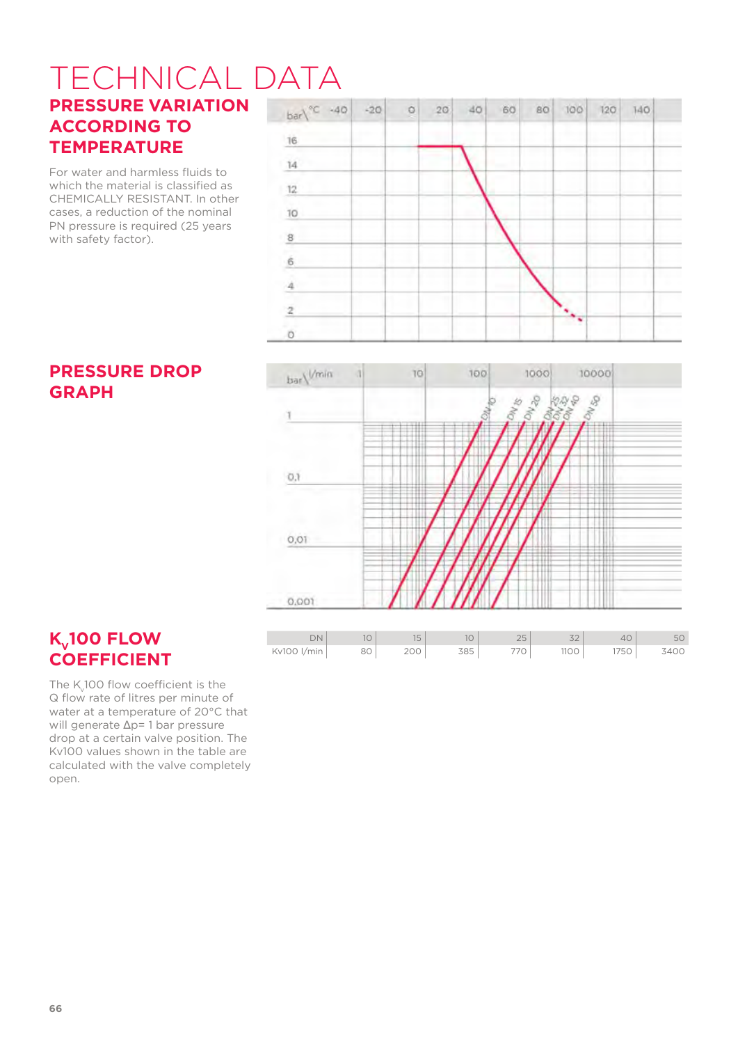# TECHNICAL DATA

## PRESSURE VARIATION ACCORDING TO TEMPERATURE

For water and harmless fluids to which the material is classified as CHEMICALLY RESISTANT. In other cases, a reduction of the nominal PN pressure is required (25 years with safety factor).

## PRESSURE DROP GRAPH

## $K_v$100 FLOW COEFFICIENT

The $K_v$100 flow coefficient is the Q flow rate of litres per minute of water at a temperature of 20°C that will generate Δp= 1 bar pressure drop at a certain valve position. The Kv100 values shown in the table are calculated with the valve completely open.

| DN | 10 | 15 | 10 | 25 | 32 | 40 | 50 |
|---|---|---|---|---|---|---|---|
| Kv100 l/min | 80 | 200 | 385 | 770 | 1100 | 1750 | 3400 |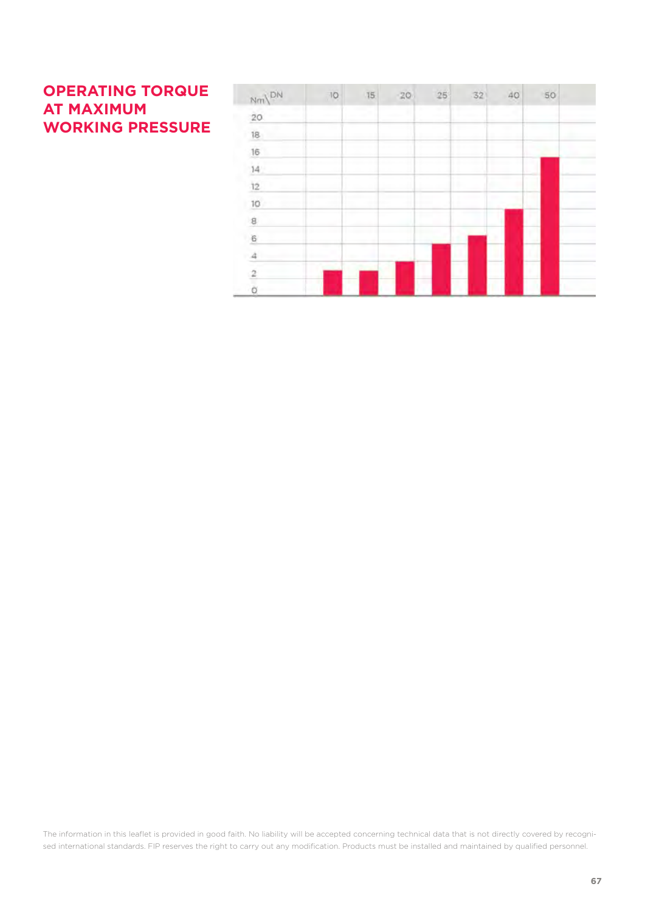## OPERATING TORQUE AT MAXIMUM WORKING PRESSURE

The information in this leaflet is provided in good faith. No liability will be accepted concerning technical data that is not directly covered by recognised international standards. FIP reserves the right to carry out any modification. Products must be installed and maintained by qualified personnel.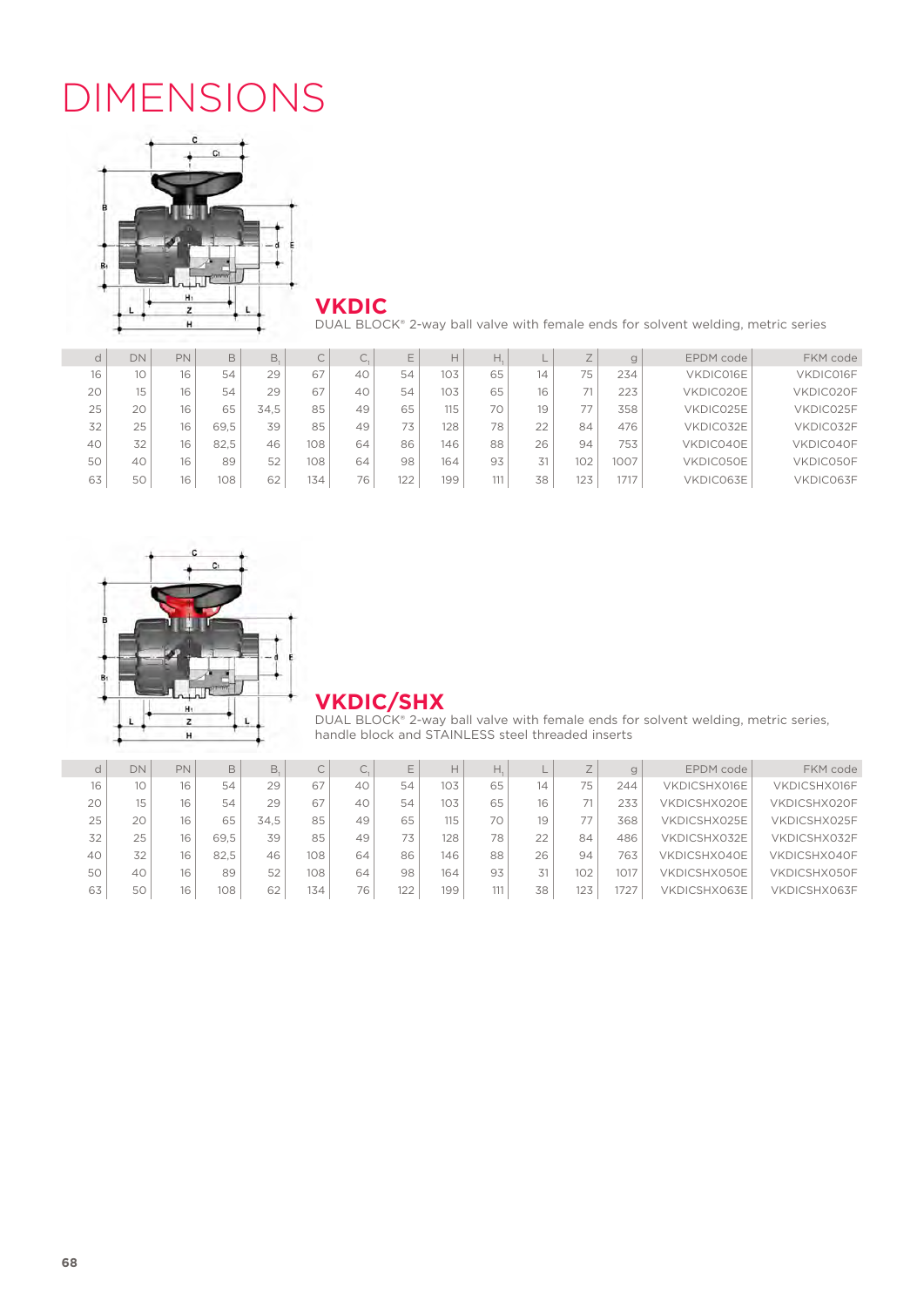# DIMENSIONS

## VKDIC

DUAL BLOCK® 2-way ball valve with female ends for solvent welding, metric series

| d | DN | PN | B | $B_1$ | C | $C_1$ | E | H | $H_1$ | L | Z | g | EPDM code | FKM code |
|---|---|---|---|---|---|---|---|---|---|---|---|---|---|---|
| 16 | 10 | 16 | 54 | 29 | 67 | 40 | 54 | 103 | 65 | 14 | 75 | 234 | VKDIC016E | VKDIC016F |
| 20 | 15 | 16 | 54 | 29 | 67 | 40 | 54 | 103 | 65 | 16 | 71 | 223 | VKDIC020E | VKDIC020F |
| 25 | 20 | 16 | 65 | 34,5 | 85 | 49 | 65 | 115 | 70 | 19 | 77 | 358 | VKDIC025E | VKDIC025F |
| 32 | 25 | 16 | 69,5 | 39 | 85 | 49 | 73 | 128 | 78 | 22 | 84 | 476 | VKDIC032E | VKDIC032F |
| 40 | 32 | 16 | 82,5 | 46 | 108 | 64 | 86 | 146 | 88 | 26 | 94 | 753 | VKDIC040E | VKDIC040F |
| 50 | 40 | 16 | 89 | 52 | 108 | 64 | 98 | 164 | 93 | 31 | 102 | 1007 | VKDIC050E | VKDIC050F |
| 63 | 50 | 16 | 108 | 62 | 134 | 76 | 122 | 199 | 111 | 38 | 123 | 1717 | VKDIC063E | VKDIC063F |

## VKDIC/SHX

DUAL BLOCK® 2-way ball valve with female ends for solvent welding, metric series, handle block and STAINLESS steel threaded inserts

| d | DN | PN | B | $B_1$ | C | $C_1$ | E | H | $H_1$ | L | Z | g | EPDM code | FKM code |
|---|---|---|---|---|---|---|---|---|---|---|---|---|---|---|
| 16 | 10 | 16 | 54 | 29 | 67 | 40 | 54 | 103 | 65 | 14 | 75 | 244 | VKDICSHX016E | VKDICSHX016F |
| 20 | 15 | 16 | 54 | 29 | 67 | 40 | 54 | 103 | 65 | 16 | 71 | 233 | VKDICSHX020E | VKDICSHX020F |
| 25 | 20 | 16 | 65 | 34,5 | 85 | 49 | 65 | 115 | 70 | 19 | 77 | 368 | VKDICSHX025E | VKDICSHX025F |
| 32 | 25 | 16 | 69,5 | 39 | 85 | 49 | 73 | 128 | 78 | 22 | 84 | 486 | VKDICSHX032E | VKDICSHX032F |
| 40 | 32 | 16 | 82,5 | 46 | 108 | 64 | 86 | 146 | 88 | 26 | 94 | 763 | VKDICSHX040E | VKDICSHX040F |
| 50 | 40 | 16 | 89 | 52 | 108 | 64 | 98 | 164 | 93 | 31 | 102 | 1017 | VKDICSHX050E | VKDICSHX050F |
| 63 | 50 | 16 | 108 | 62 | 134 | 76 | 122 | 199 | 111 | 38 | 123 | 1727 | VKDICSHX063E | VKDICSHX063F |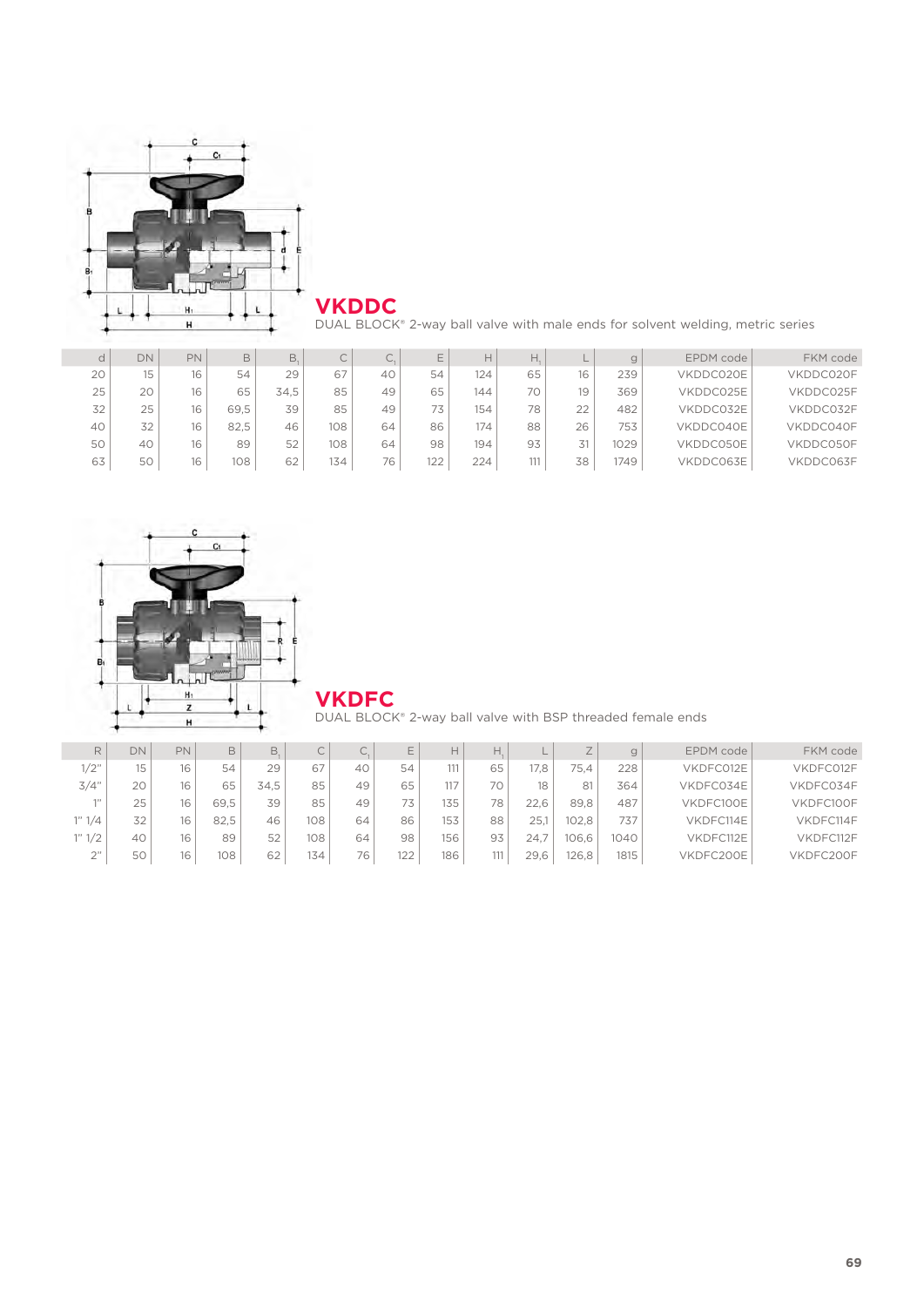## VKDDC

DUAL BLOCK® 2-way ball valve with male ends for solvent welding, metric series

| d | DN | PN | B | $B_1$ | C | $C_1$ | E | H | $H_1$ | L | g | EPDM code | FKM code |
|---|---|---|---|---|---|---|---|---|---|---|---|---|---|
| 20 | 15 | 16 | 54 | 29 | 67 | 40 | 54 | 124 | 65 | 16 | 239 | VKDDC020E | VKDDC020F |
| 25 | 20 | 16 | 65 | 34,5 | 85 | 49 | 65 | 144 | 70 | 19 | 369 | VKDDC025E | VKDDC025F |
| 32 | 25 | 16 | 69,5 | 39 | 85 | 49 | 73 | 154 | 78 | 22 | 482 | VKDDC032E | VKDDC032F |
| 40 | 32 | 16 | 82,5 | 46 | 108 | 64 | 86 | 174 | 88 | 26 | 753 | VKDDC040E | VKDDC040F |
| 50 | 40 | 16 | 89 | 52 | 108 | 64 | 98 | 194 | 93 | 31 | 1029 | VKDDC050E | VKDDC050F |
| 63 | 50 | 16 | 108 | 62 | 134 | 76 | 122 | 224 | 111 | 38 | 1749 | VKDDC063E | VKDDC063F |

## VKDFC

DUAL BLOCK® 2-way ball valve with BSP threaded female ends

| R | DN | PN | B | $B_1$ | C | $C_1$ | E | H | $H_1$ | L | Z | g | EPDM code | FKM code |
|---|---|---|---|---|---|---|---|---|---|---|---|---|---|---|
| 1/2" | 15 | 16 | 54 | 29 | 67 | 40 | 54 | 111 | 65 | 17,8 | 75,4 | 228 | VKDFC012E | VKDFC012F |
| 3/4" | 20 | 16 | 65 | 34,5 | 85 | 49 | 65 | 117 | 70 | 18 | 81 | 364 | VKDFC034E | VKDFC034F |
| 1" | 25 | 16 | 69,5 | 39 | 85 | 49 | 73 | 135 | 78 | 22,6 | 89,8 | 487 | VKDFC100E | VKDFC100F |
| 1" 1/4 | 32 | 16 | 82,5 | 46 | 108 | 64 | 86 | 153 | 88 | 25,1 | 102,8 | 737 | VKDFC114E | VKDFC114F |
| 1" 1/2 | 40 | 16 | 89 | 52 | 108 | 64 | 98 | 156 | 93 | 24,7 | 106,6 | 1040 | VKDFC112E | VKDFC112F |
| 2" | 50 | 16 | 108 | 62 | 134 | 76 | 122 | 186 | 111 | 29,6 | 126,8 | 1815 | VKDFC200E | VKDFC200F |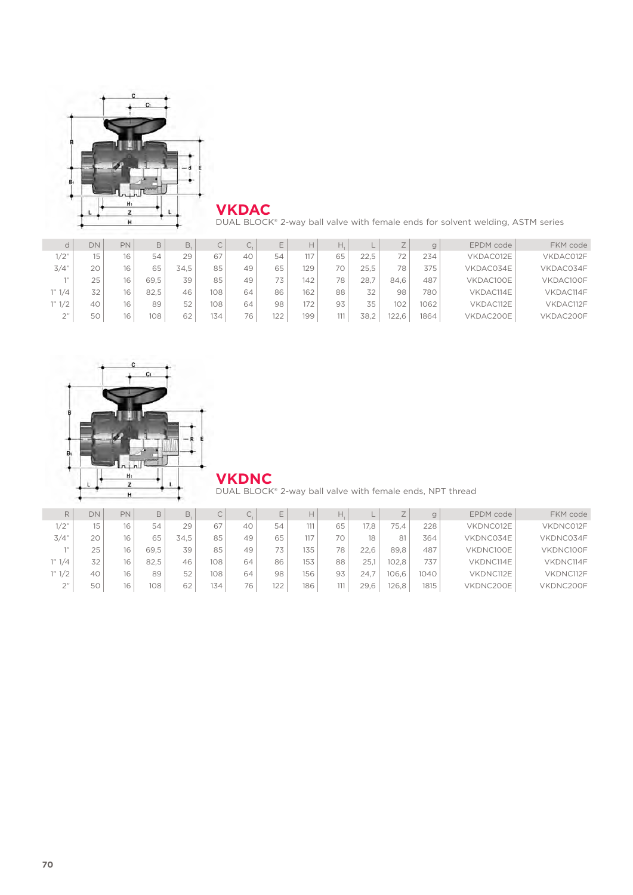## VKDAC

DUAL BLOCK® 2-way ball valve with female ends for solvent welding, ASTM series

| d | DN | PN | B | $B_1$ | C | $C_1$ | E | H | $H_1$ | L | Z | g | EPDM code | FKM code |
|---|---|---|---|---|---|---|---|---|---|---|---|---|---|---|
| 1/2" | 15 | 16 | 54 | 29 | 67 | 40 | 54 | 117 | 65 | 22,5 | 72 | 234 | VKDAC012E | VKDAC012F |
| 3/4" | 20 | 16 | 65 | 34,5 | 85 | 49 | 65 | 129 | 70 | 25,5 | 78 | 375 | VKDAC034E | VKDAC034F |
| 1" | 25 | 16 | 69,5 | 39 | 85 | 49 | 73 | 142 | 78 | 28,7 | 84,6 | 487 | VKDAC100E | VKDAC100F |
| 1" 1/4 | 32 | 16 | 82,5 | 46 | 108 | 64 | 86 | 162 | 88 | 32 | 98 | 780 | VKDAC114E | VKDAC114F |
| 1" 1/2 | 40 | 16 | 89 | 52 | 108 | 64 | 98 | 172 | 93 | 35 | 102 | 1062 | VKDAC112E | VKDAC112F |
| 2" | 50 | 16 | 108 | 62 | 134 | 76 | 122 | 199 | 111 | 38,2 | 122,6 | 1864 | VKDAC200E | VKDAC200F |

## VKDNC

DUAL BLOCK® 2-way ball valve with female ends, NPT thread

| R | DN | PN | B | $B_1$ | C | $C_1$ | E | H | $H_1$ | L | Z | g | EPDM code | FKM code |
|---|---|---|---|---|---|---|---|---|---|---|---|---|---|---|
| 1/2" | 15 | 16 | 54 | 29 | 67 | 40 | 54 | 111 | 65 | 17,8 | 75,4 | 228 | VKDNC012E | VKDNC012F |
| 3/4" | 20 | 16 | 65 | 34,5 | 85 | 49 | 65 | 117 | 70 | 18 | 81 | 364 | VKDNC034E | VKDNC034F |
| 1" | 25 | 16 | 69,5 | 39 | 85 | 49 | 73 | 135 | 78 | 22,6 | 89,8 | 487 | VKDNC100E | VKDNC100F |
| 1" 1/4 | 32 | 16 | 82,5 | 46 | 108 | 64 | 86 | 153 | 88 | 25,1 | 102,8 | 737 | VKDNC114E | VKDNC114F |
| 1" 1/2 | 40 | 16 | 89 | 52 | 108 | 64 | 98 | 156 | 93 | 24,7 | 106,6 | 1040 | VKDNC112E | VKDNC112F |
| 2" | 50 | 16 | 108 | 62 | 134 | 76 | 122 | 186 | 111 | 29,6 | 126,8 | 1815 | VKDNC200E | VKDNC200F |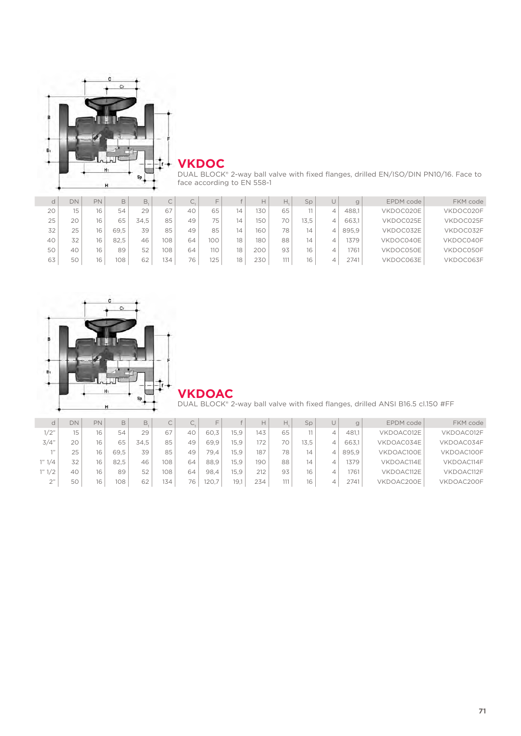## VKDOC

DUAL BLOCK® 2-way ball valve with fixed flanges, drilled EN/ISO/DIN PN10/16. Face to face according to EN 558-1

| d | DN | PN | B | $B_1$ | C | $C_1$ | F | f | H | $H_1$ | Sp | U | g | EPDM code | FKM code |
|---|---|---|---|---|---|---|---|---|---|---|---|---|---|---|---|
| 20 | 15 | 16 | 54 | 29 | 67 | 40 | 65 | 14 | 130 | 65 | 11 | 4 | 488,1 | VKDOC020E | VKDOC020F |
| 25 | 20 | 16 | 65 | 34,5 | 85 | 49 | 75 | 14 | 150 | 70 | 13,5 | 4 | 663,1 | VKDOC025E | VKDOC025F |
| 32 | 25 | 16 | 69,5 | 39 | 85 | 49 | 85 | 14 | 160 | 78 | 14 | 4 | 895,9 | VKDOC032E | VKDOC032F |
| 40 | 32 | 16 | 82,5 | 46 | 108 | 64 | 100 | 18 | 180 | 88 | 14 | 4 | 1379 | VKDOC040E | VKDOC040F |
| 50 | 40 | 16 | 89 | 52 | 108 | 64 | 110 | 18 | 200 | 93 | 16 | 4 | 1761 | VKDOC050E | VKDOC050F |
| 63 | 50 | 16 | 108 | 62 | 134 | 76 | 125 | 18 | 230 | 111 | 16 | 4 | 2741 | VKDOC063E | VKDOC063F |

## VKDOAC

DUAL BLOCK® 2-way ball valve with fixed flanges, drilled ANSI B16.5 cl.150 #FF

| d | DN | PN | B | $B_1$ | C | $C_1$ | F | f | H | $H_1$ | Sp | U | g | EPDM code | FKM code |
|---|---|---|---|---|---|---|---|---|---|---|---|---|---|---|---|
| 1/2" | 15 | 16 | 54 | 29 | 67 | 40 | 60,3 | 15,9 | 143 | 65 | 11 | 4 | 481,1 | VKDOAC012E | VKDOAC012F |
| 3/4" | 20 | 16 | 65 | 34,5 | 85 | 49 | 69,9 | 15,9 | 172 | 70 | 13,5 | 4 | 663,1 | VKDOAC034E | VKDOAC034F |
| 1" | 25 | 16 | 69,5 | 39 | 85 | 49 | 79,4 | 15,9 | 187 | 78 | 14 | 4 | 895,9 | VKDOAC100E | VKDOAC100F |
| 1" 1/4 | 32 | 16 | 82,5 | 46 | 108 | 64 | 88,9 | 15,9 | 190 | 88 | 14 | 4 | 1379 | VKDOAC114E | VKDOAC114F |
| 1" 1/2 | 40 | 16 | 89 | 52 | 108 | 64 | 98,4 | 15,9 | 212 | 93 | 16 | 4 | 1761 | VKDOAC112E | VKDOAC112F |
| 2" | 50 | 16 | 108 | 62 | 134 | 76 | 120,7 | 19,1 | 234 | 111 | 16 | 4 | 2741 | VKDOAC200E | VKDOAC200F |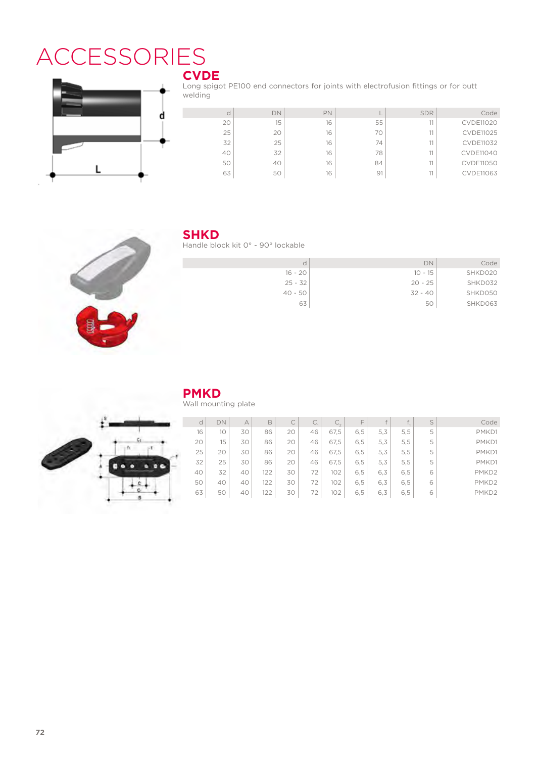# ACCESSORIES

## CVDE

Long spigot PE100 end connectors for joints with electrofusion fittings or for butt welding

| d | DN | PN | L | SDR | Code |
|---|---|---|---|---|---|
| 20 | 15 | 16 | 55 | 11 | CVDE11020 |
| 25 | 20 | 16 | 70 | 11 | CVDE11025 |
| 32 | 25 | 16 | 74 | 11 | CVDE11032 |
| 40 | 32 | 16 | 78 | 11 | CVDE11040 |
| 50 | 40 | 16 | 84 | 11 | CVDE11050 |
| 63 | 50 | 16 | 91 | 11 | CVDE11063 |

## SHKD

Handle block kit 0° - 90° lockable

| d | DN | Code |
|---|---|---|
| 16 - 20 | 10 - 15 | SHKD020 |
| 25 - 32 | 20 - 25 | SHKD032 |
| 40 - 50 | 32 - 40 | SHKD050 |
| 63 | 50 | SHKD063 |

## PMKD

Wall mounting plate

| d | DN | A | B | C | $C_1$ | $C_2$ | F | f | $f_1$ | S | Code |
|---|---|---|---|---|---|---|---|---|---|---|---|
| 16 | 10 | 30 | 86 | 20 | 46 | 67,5 | 6,5 | 5,3 | 5,5 | 5 | PMKD1 |
| 20 | 15 | 30 | 86 | 20 | 46 | 67,5 | 6,5 | 5,3 | 5,5 | 5 | PMKD1 |
| 25 | 20 | 30 | 86 | 20 | 46 | 67,5 | 6,5 | 5,3 | 5,5 | 5 | PMKD1 |
| 32 | 25 | 30 | 86 | 20 | 46 | 67,5 | 6,5 | 5,3 | 5,5 | 5 | PMKD1 |
| 40 | 32 | 40 | 122 | 30 | 72 | 102 | 6,5 | 6,3 | 6,5 | 6 | PMKD2 |
| 50 | 40 | 40 | 122 | 30 | 72 | 102 | 6,5 | 6,3 | 6,5 | 6 | PMKD2 |
| 63 | 50 | 40 | 122 | 30 | 72 | 102 | 6,5 | 6,3 | 6,5 | 6 | PMKD2 |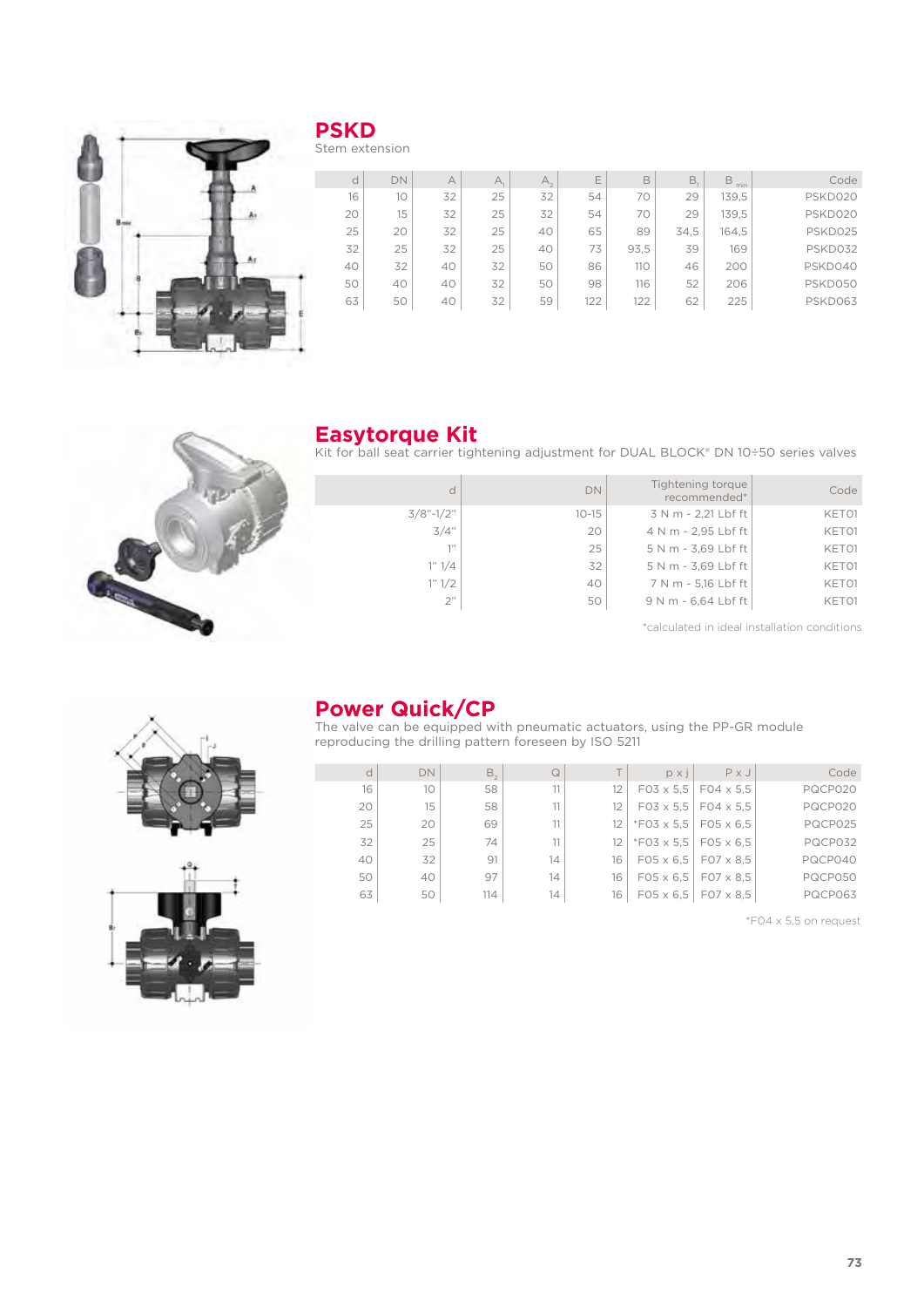## PSKD

Stem extension

| d | DN | A | $A_1$ | $A_2$ | E | B | $B_1$ | $B_{min}$ | Code |
|---|---|---|---|---|---|---|---|---|---|
| 16 | 10 | 32 | 25 | 32 | 54 | 70 | 29 | 139,5 | PSKD020 |
| 20 | 15 | 32 | 25 | 32 | 54 | 70 | 29 | 139,5 | PSKD020 |
| 25 | 20 | 32 | 25 | 40 | 65 | 89 | 34,5 | 164,5 | PSKD025 |
| 32 | 25 | 32 | 25 | 40 | 73 | 93,5 | 39 | 169 | PSKD032 |
| 40 | 32 | 40 | 32 | 50 | 86 | 110 | 46 | 200 | PSKD040 |
| 50 | 40 | 40 | 32 | 50 | 98 | 116 | 52 | 206 | PSKD050 |
| 63 | 50 | 40 | 32 | 59 | 122 | 122 | 62 | 225 | PSKD063 |

## Easytorque Kit

Kit for ball seat carrier tightening adjustment for DUAL BLOCK® DN 10÷50 series valves

| d | DN | Tightening torque recommended* | Code |
|---|---|---|---|
| 3/8"-1/2" | 10-15 | 3 N m - 2,21 Lbf ft | KET01 |
| 3/4" | 20 | 4 N m - 2,95 Lbf ft | KET01 |
| 1" | 25 | 5 N m - 3,69 Lbf ft | KET01 |
| 1" 1/4 | 32 | 5 N m - 3,69 Lbf ft | KET01 |
| 1" 1/2 | 40 | 7 N m - 5,16 Lbf ft | KET01 |
| 2" | 50 | 9 N m - 6,64 Lbf ft | KET01 |

*calculated in ideal installation conditions

## Power Quick/CP

The valve can be equipped with pneumatic actuators, using the PP-GR module reproducing the drilling pattern foreseen by ISO 5211

| d | DN | $B_2$ | Q | T | p x j | P x J | Code |
|---|---|---|---|---|---|---|---|
| 16 | 10 | 58 | 11 | 12 | F03 x 5,5 | F04 x 5,5 | PQCP020 |
| 20 | 15 | 58 | 11 | 12 | F03 x 5,5 | F04 x 5,5 | PQCP020 |
| 25 | 20 | 69 | 11 | 12 | *F03 x 5,5 | F05 x 6,5 | PQCP025 |
| 32 | 25 | 74 | 11 | 12 | *F03 x 5,5 | F05 x 6,5 | PQCP032 |
| 40 | 32 | 91 | 14 | 16 | F05 x 6,5 | F07 x 8,5 | PQCP040 |
| 50 | 40 | 97 | 14 | 16 | F05 x 6,5 | F07 x 8,5 | PQCP050 |
| 63 | 50 | 114 | 14 | 16 | F05 x 6,5 | F07 x 8,5 | PQCP063 |

*F04 x 5.5 on request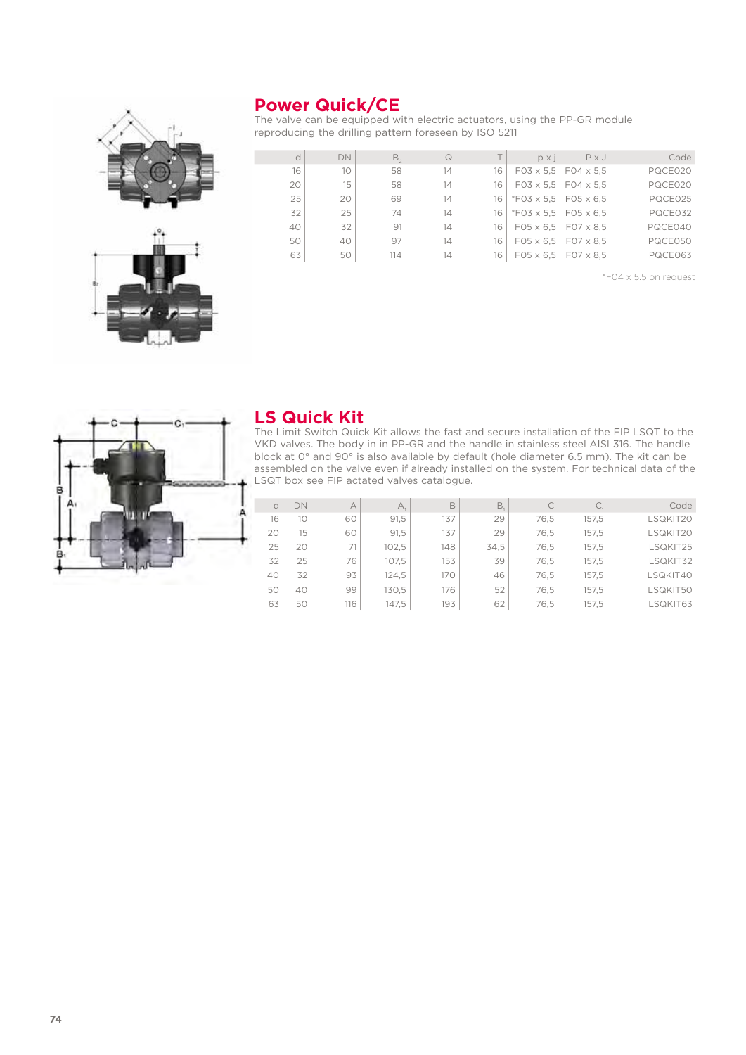## Power Quick/CE

The valve can be equipped with electric actuators, using the PP-GR module reproducing the drilling pattern foreseen by ISO 5211

| d | DN | $B_2$ | Q | T | p x j | P x J | Code |
|---|---|---|---|---|---|---|---|
| 16 | 10 | 58 | 14 | 16 | F03 x 5,5 | F04 x 5,5 | PQCE020 |
| 20 | 15 | 58 | 14 | 16 | F03 x 5,5 | F04 x 5,5 | PQCE020 |
| 25 | 20 | 69 | 14 | 16 | *F03 x 5,5 | F05 x 6,5 | PQCE025 |
| 32 | 25 | 74 | 14 | 16 | *F03 x 5,5 | F05 x 6,5 | PQCE032 |
| 40 | 32 | 91 | 14 | 16 | F05 x 6,5 | F07 x 8,5 | PQCE040 |
| 50 | 40 | 97 | 14 | 16 | F05 x 6,5 | F07 x 8,5 | PQCE050 |
| 63 | 50 | 114 | 14 | 16 | F05 x 6,5 | F07 x 8,5 | PQCE063 |

*F04 x 5.5 on request

## LS Quick Kit

The Limit Switch Quick Kit allows the fast and secure installation of the FIP LSQT to the VKD valves. The body in in PP-GR and the handle in stainless steel AISI 316. The handle block at 0° and 90° is also available by default (hole diameter 6.5 mm). The kit can be assembled on the valve even if already installed on the system. For technical data of the LSQT box see FIP actated valves catalogue.

| d | DN | A | $A_1$ | B | $B_1$ | C | $C_1$ | Code |
|---|---|---|---|---|---|---|---|---|
| 16 | 10 | 60 | 91,5 | 137 | 29 | 76,5 | 157,5 | LSQKIT20 |
| 20 | 15 | 60 | 91,5 | 137 | 29 | 76,5 | 157,5 | LSQKIT20 |
| 25 | 20 | 71 | 102,5 | 148 | 34,5 | 76,5 | 157,5 | LSQKIT25 |
| 32 | 25 | 76 | 107,5 | 153 | 39 | 76,5 | 157,5 | LSQKIT32 |
| 40 | 32 | 93 | 124,5 | 170 | 46 | 76,5 | 157,5 | LSQKIT40 |
| 50 | 40 | 99 | 130,5 | 176 | 52 | 76,5 | 157,5 | LSQKIT50 |
| 63 | 50 | 116 | 147,5 | 193 | 62 | 76,5 | 157,5 | LSQKIT63 |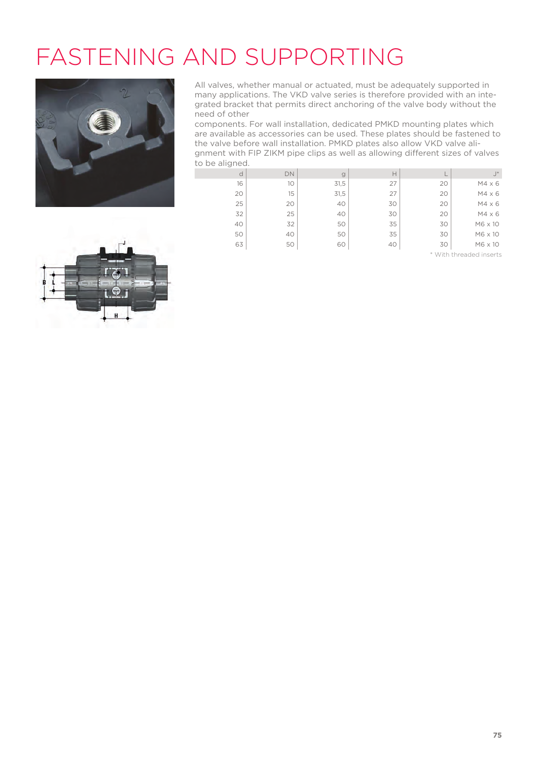# FASTENING AND SUPPORTING

All valves, whether manual or actuated, must be adequately supported in many applications. The VKD valve series is therefore provided with an integrated bracket that permits direct anchoring of the valve body without the need of other

components. For wall installation, dedicated PMKD mounting plates which are available as accessories can be used. These plates should be fastened to the valve before wall installation. PMKD plates also allow VKD valve alignment with FIP ZIKM pipe clips as well as allowing different sizes of valves to be aligned.

| d | DN | g | H | L | J* |
|---|---|---|---|---|---|
| 16 | 10 | 31,5 | 27 | 20 | M4 x 6 |
| 20 | 15 | 31,5 | 27 | 20 | M4 x 6 |
| 25 | 20 | 40 | 30 | 20 | M4 x 6 |
| 32 | 25 | 40 | 30 | 20 | M4 x 6 |
| 40 | 32 | 50 | 35 | 30 | M6 x 10 |
| 50 | 40 | 50 | 35 | 30 | M6 x 10 |
| 63 | 50 | 60 | 40 | 30 | M6 x 10 |

* With threaded inserts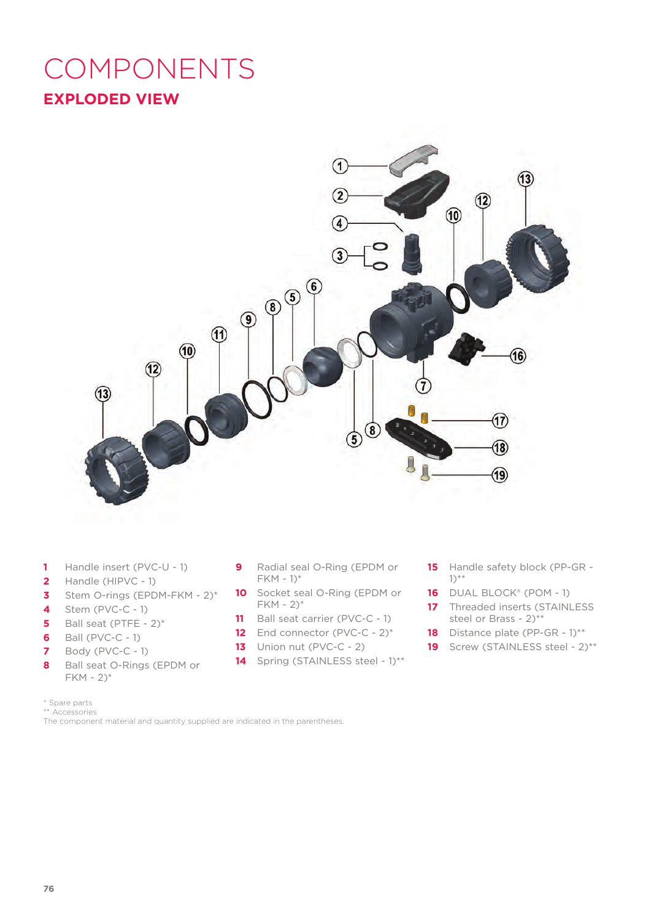# COMPONENTS

## EXPLODED VIEW

1. Handle insert (PVC-U - 1)
2. Handle (HIPVC - 1)
3. Stem O-rings (EPDM-FKM - 2)*
4. Stem (PVC-C - 1)
5. Ball seat (PTFE - 2)*
6. Ball (PVC-C - 1)
7. Body (PVC-C - 1)
8. Ball seat O-Rings (EPDM or FKM - 2)*
9. Radial seal O-Ring (EPDM or FKM - 1)*
10. Socket seal O-Ring (EPDM or FKM - 2)*
11. Ball seat carrier (PVC-C - 1)
12. End connector (PVC-C - 2)*
13. Union nut (PVC-C - 2)
14. Spring (STAINLESS steel - 1)**
15. Handle safety block (PP-GR - 1)**
16. DUAL BLOCK® (POM - 1)
17. Threaded inserts (STAINLESS steel or Brass - 2)**
18. Distance plate (PP-GR - 1)**
19. Screw (STAINLESS steel - 2)**

\* Spare parts
\** Accessories
The component material and quantity supplied are indicated in the parentheses.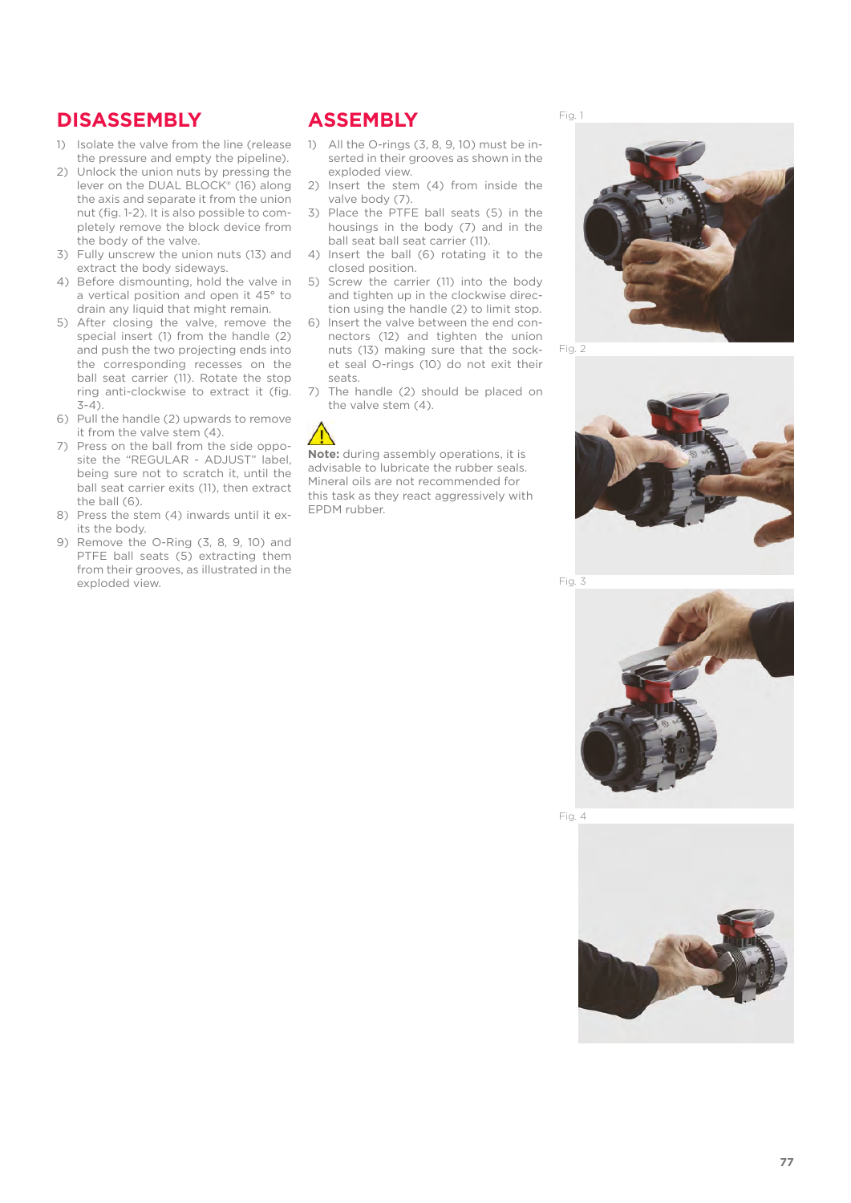## DISASSEMBLY

1) Isolate the valve from the line (release the pressure and empty the pipeline).
2) Unlock the union nuts by pressing the lever on the DUAL BLOCK® (16) along the axis and separate it from the union nut (fig. 1-2). It is also possible to completely remove the block device from the body of the valve.
3) Fully unscrew the union nuts (13) and extract the body sideways.
4) Before dismounting, hold the valve in a vertical position and open it 45° to drain any liquid that might remain.
5) After closing the valve, remove the special insert (1) from the handle (2) and push the two projecting ends into the corresponding recesses on the ball seat carrier (11). Rotate the stop ring anti-clockwise to extract it (fig. 3-4).
6) Pull the handle (2) upwards to remove it from the valve stem (4).
7) Press on the ball from the side opposite the "REGULAR - ADJUST" label, being sure not to scratch it, until the ball seat carrier exits (11), then extract the ball (6).
8) Press the stem (4) inwards until it exits the body.
9) Remove the O-Ring (3, 8, 9, 10) and PTFE ball seats (5) extracting them from their grooves, as illustrated in the exploded view.

## ASSEMBLY

1) All the O-rings (3, 8, 9, 10) must be inserted in their grooves as shown in the exploded view.
2) Insert the stem (4) from inside the valve body (7).
3) Place the PTFE ball seats (5) in the housings in the body (7) and in the ball seat ball seat carrier (11).
4) Insert the ball (6) rotating it to the closed position.
5) Screw the carrier (11) into the body and tighten up in the clockwise direction using the handle (2) to limit stop.
6) Insert the valve between the end connectors (12) and tighten the union nuts (13) making sure that the socket seal O-rings (10) do not exit their seats.
7) The handle (2) should be placed on the valve stem (4).

**Note:** during assembly operations, it is advisable to lubricate the rubber seals. Mineral oils are not recommended for this task as they react aggressively with EPDM rubber.

Fig. 1

Fig. 2

Fig. 3

Fig. 4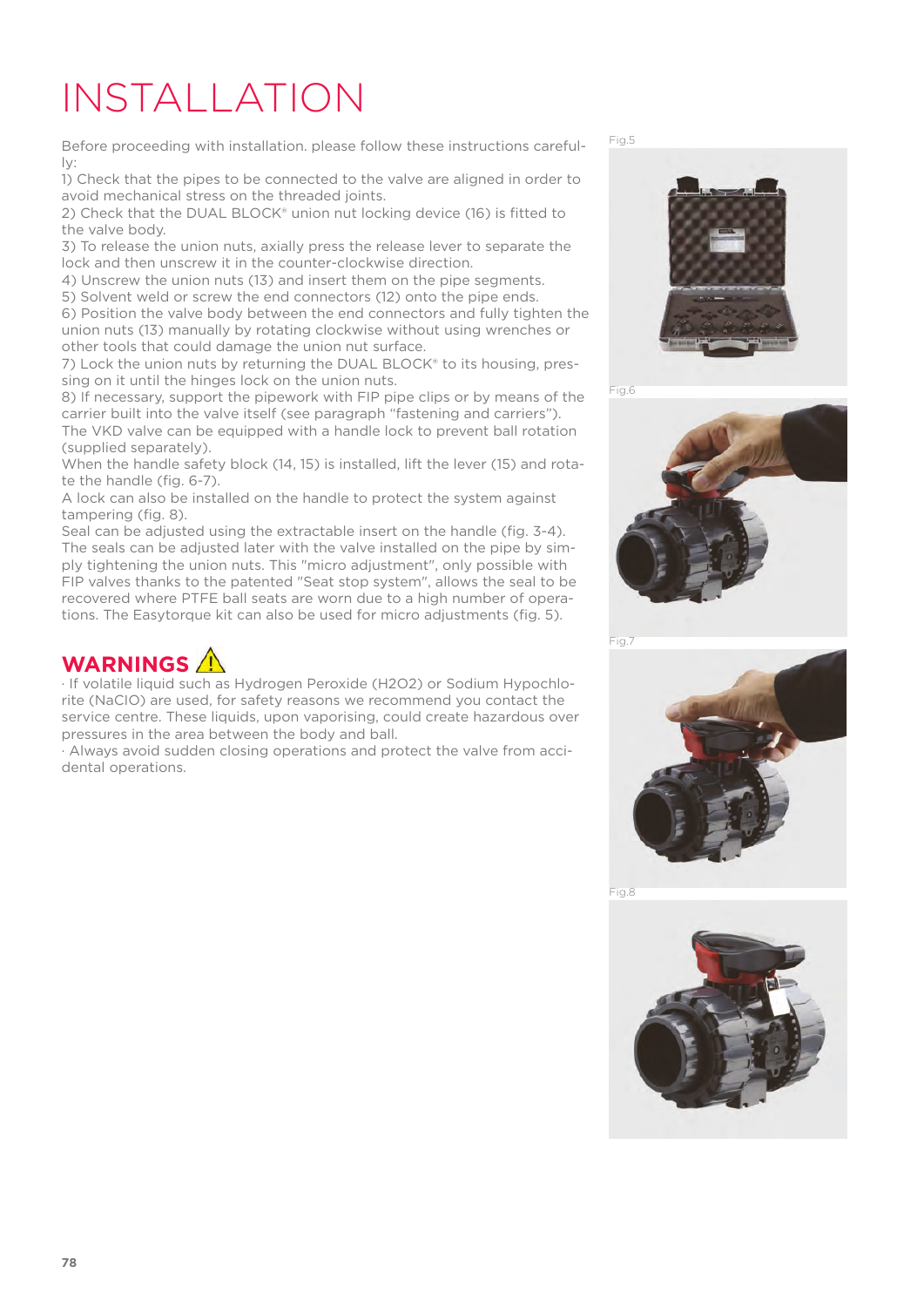# INSTALLATION

Before proceeding with installation. please follow these instructions carefully:

1) Check that the pipes to be connected to the valve are aligned in order to avoid mechanical stress on the threaded joints.
2) Check that the DUAL BLOCK® union nut locking device (16) is fitted to the valve body.
3) To release the union nuts, axially press the release lever to separate the lock and then unscrew it in the counter-clockwise direction.
4) Unscrew the union nuts (13) and insert them on the pipe segments.
5) Solvent weld or screw the end connectors (12) onto the pipe ends.
6) Position the valve body between the end connectors and fully tighten the union nuts (13) manually by rotating clockwise without using wrenches or other tools that could damage the union nut surface.
7) Lock the union nuts by returning the DUAL BLOCK® to its housing, pressing on it until the hinges lock on the union nuts.
8) If necessary, support the pipework with FIP pipe clips or by means of the carrier built into the valve itself (see paragraph "fastening and carriers").

The VKD valve can be equipped with a handle lock to prevent ball rotation (supplied separately).

When the handle safety block (14, 15) is installed, lift the lever (15) and rotate the handle (fig. 6-7).

A lock can also be installed on the handle to protect the system against tampering (fig. 8).

Seal can be adjusted using the extractable insert on the handle (fig. 3-4). The seals can be adjusted later with the valve installed on the pipe by simply tightening the union nuts. This "micro adjustment", only possible with FIP valves thanks to the patented "Seat stop system", allows the seal to be recovered where PTFE ball seats are worn due to a high number of operations. The Easytorque kit can also be used for micro adjustments (fig. 5).

## WARNINGS ⚠

· If volatile liquid such as Hydrogen Peroxide ($H_2O_2$) or Sodium Hypochlorite (NaClO) are used, for safety reasons we recommend you contact the service centre. These liquids, upon vaporising, could create hazardous over pressures in the area between the body and ball.

· Always avoid sudden closing operations and protect the valve from accidental operations.

Fig.5

Fig.6

Fig.7

Fig.8